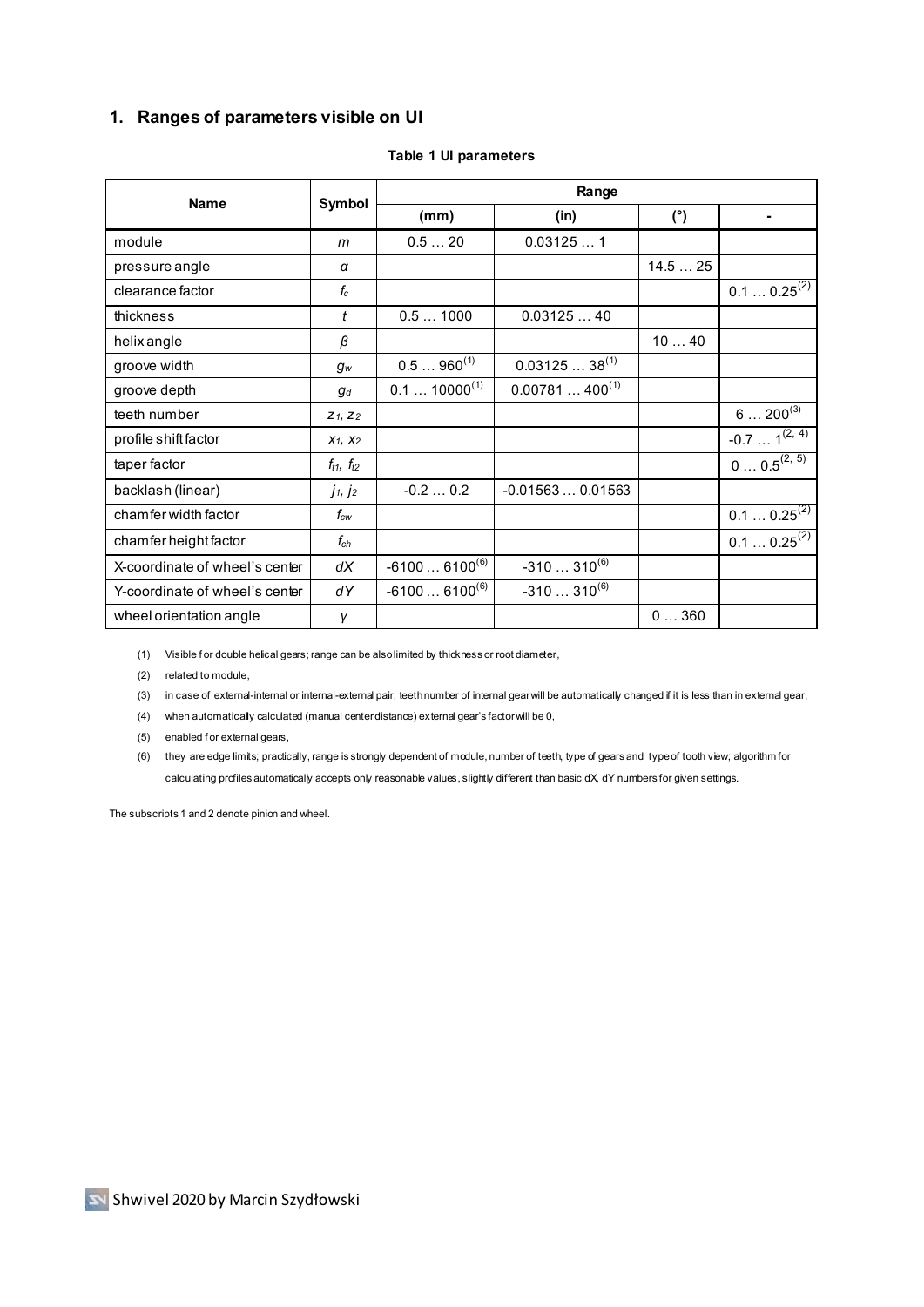## 1. Ranges of parameters visible on UI

**Table 1 UI parameters**

| Name | Symbol | Range | | | |
|---|---|---|---|---|---|
| | | (mm) | (in) | (°) | - |
| module | $m$ | 0.5 … 20 | 0.03125 … 1 | | |
| pressure angle | $\alpha$ | | | 14.5 … 25 | |
| clearance factor | $f_c$ | | | | 0.1 … 0.25(2) |
| thickness | $t$ | 0.5 … 1000 | 0.03125 … 40 | | |
| helix angle | $\beta$ | | | 10 … 40 | |
| groove width | $g_w$ | 0.5 … 960(1) | 0.03125 … 38(1) | | |
| groove depth | $g_d$ | 0.1 … 10000(1) | 0.00781 … 400(1) | | |
| teeth number | $z_1$, $z_2$ | | | | 6 … 200(3) |
| profile shift factor | $x_1$, $x_2$ | | | | -0.7 … 1(2, 4) |
| taper factor | $f_{t1}$, $f_{t2}$ | | | | 0 … 0.5(2, 5) |
| backlash (linear) | $j_1$, $j_2$ | -0.2 … 0.2 | -0.01563 … 0.01563 | | |
| chamfer width factor | $f_{cw}$ | | | | 0.1 … 0.25(2) |
| chamfer height factor | $f_{ch}$ | | | | 0.1 … 0.25(2) |
| X-coordinate of wheel's center | $dX$ | -6100 … 6100(6) | -310 … 310(6) | | |
| Y-coordinate of wheel's center | $dY$ | -6100 … 6100(6) | -310 … 310(6) | | |
| wheel orientation angle | $\gamma$ | | | 0 … 360 | |

(1) Visible for double helical gears; range can be also limited by thickness or root diameter,

(2) related to module,

(3) in case of external-internal or internal-external pair, teeth number of internal gear will be automatically changed if it is less than in external gear,

(4) when automatically calculated (manual center distance) external gear's factor will be 0,

(5) enabled for external gears,

(6) they are edge limits; practically, range is strongly dependent of module, number of teeth, type of gears and type of tooth view; algorithm for calculating profiles automatically accepts only reasonable values, slightly different than basic dX, dY numbers for given settings.

The subscripts 1 and 2 denote pinion and wheel.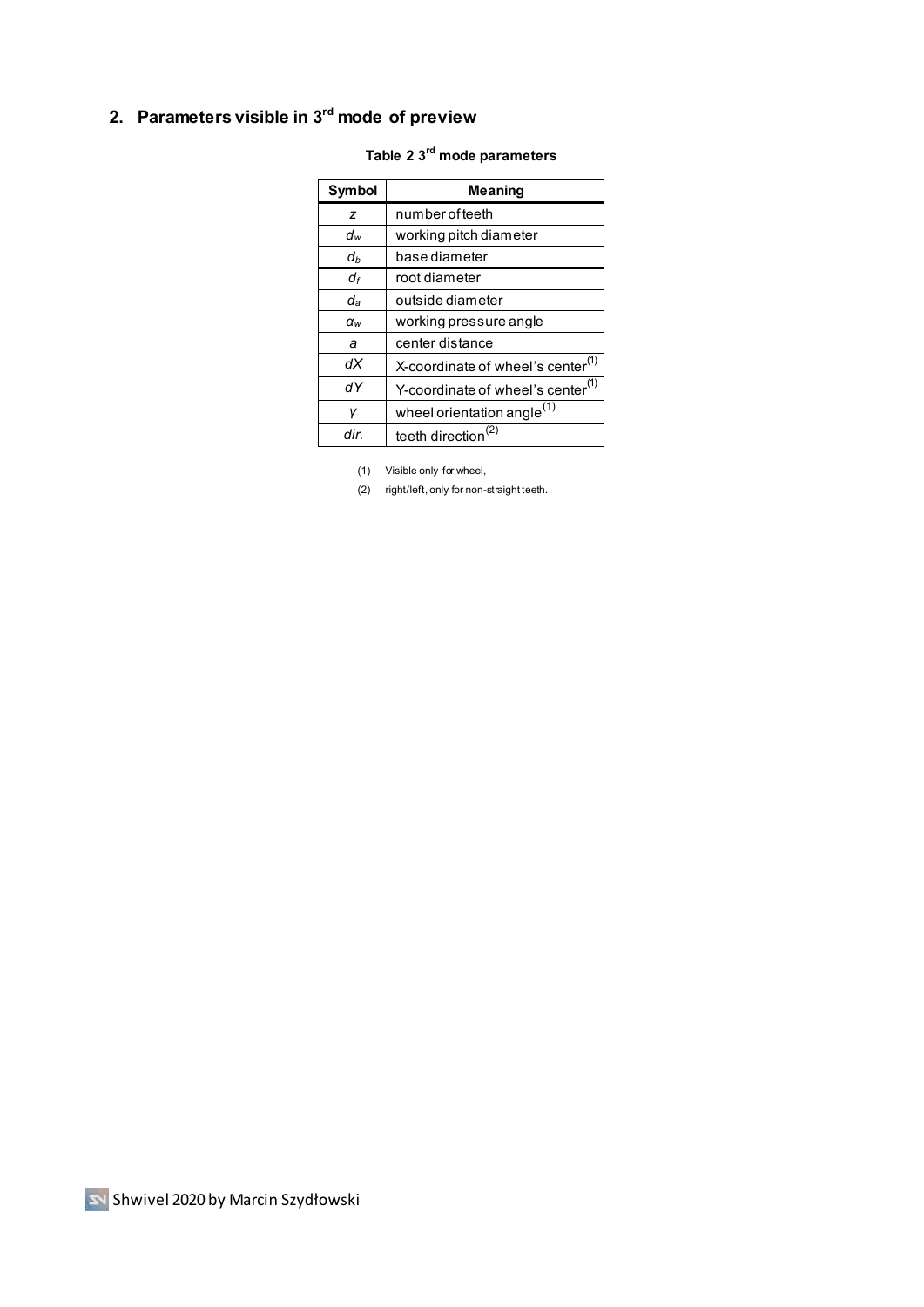## 2. Parameters visible in 3rd mode of preview

**Table 2 3rd mode parameters**

| Symbol | Meaning |
|---|---|
| $z$ | number of teeth |
| $d_w$ | working pitch diameter |
| $d_b$ | base diameter |
| $d_f$ | root diameter |
| $d_a$ | outside diameter |
| $\alpha_w$ | working pressure angle |
| $a$ | center distance |
| $dX$ | X-coordinate of wheel's center(1) |
| $dY$ | Y-coordinate of wheel's center(1) |
| $\gamma$ | wheel orientation angle(1) |
| $dir.$ | teeth direction(2) |

(1) Visible only for wheel,

(2) right/left, only for non-straight teeth.

Shwivel 2020 by Marcin Szydłowski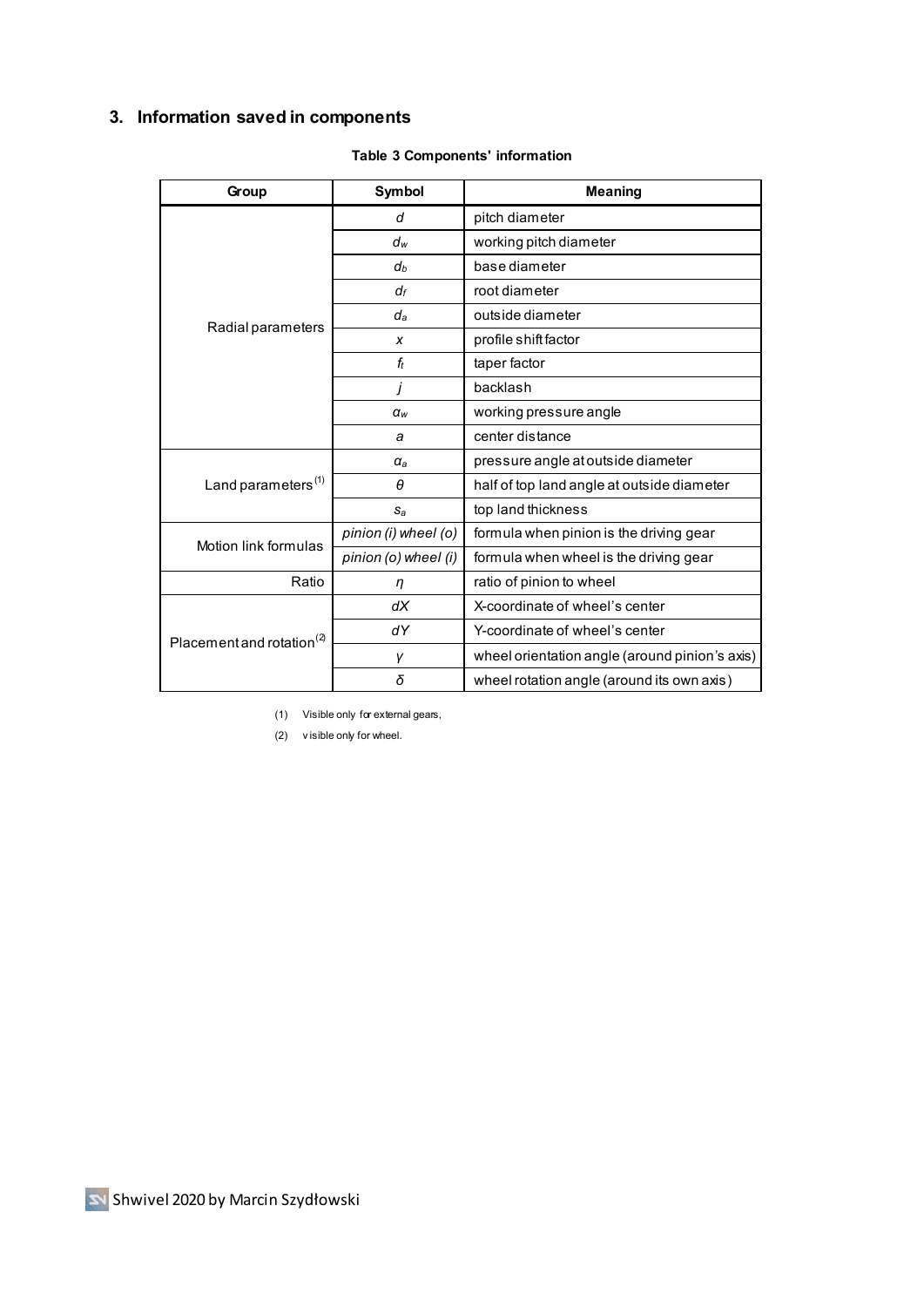## 3. Information saved in components

**Table 3 Components' information**

| Group | Symbol | Meaning |
|---|---|---|
| Radial parameters | $d$ | pitch diameter |
| | $d_w$ | working pitch diameter |
| | $d_b$ | base diameter |
| | $d_f$ | root diameter |
| | $d_a$ | outside diameter |
| | $x$ | profile shift factor |
| | $f_t$ | taper factor |
| | $j$ | backlash |
| | $\alpha_w$ | working pressure angle |
| | $a$ | center distance |
| Land parameters (1) | $\alpha_a$ | pressure angle at outside diameter |
| | $\theta$ | half of top land angle at outside diameter |
| | $s_a$ | top land thickness |
| Motion link formulas | *pinion (i) wheel (o)* | formula when pinion is the driving gear |
| | *pinion (o) wheel (i)* | formula when wheel is the driving gear |
| Ratio | $\eta$ | ratio of pinion to wheel |
| Placement and rotation (2) | $dX$ | X-coordinate of wheel's center |
| | $dY$ | Y-coordinate of wheel's center |
| | $\gamma$ | wheel orientation angle (around pinion's axis) |
| | $\delta$ | wheel rotation angle (around its own axis) |

(1) Visible only for external gears,

(2) visible only for wheel.